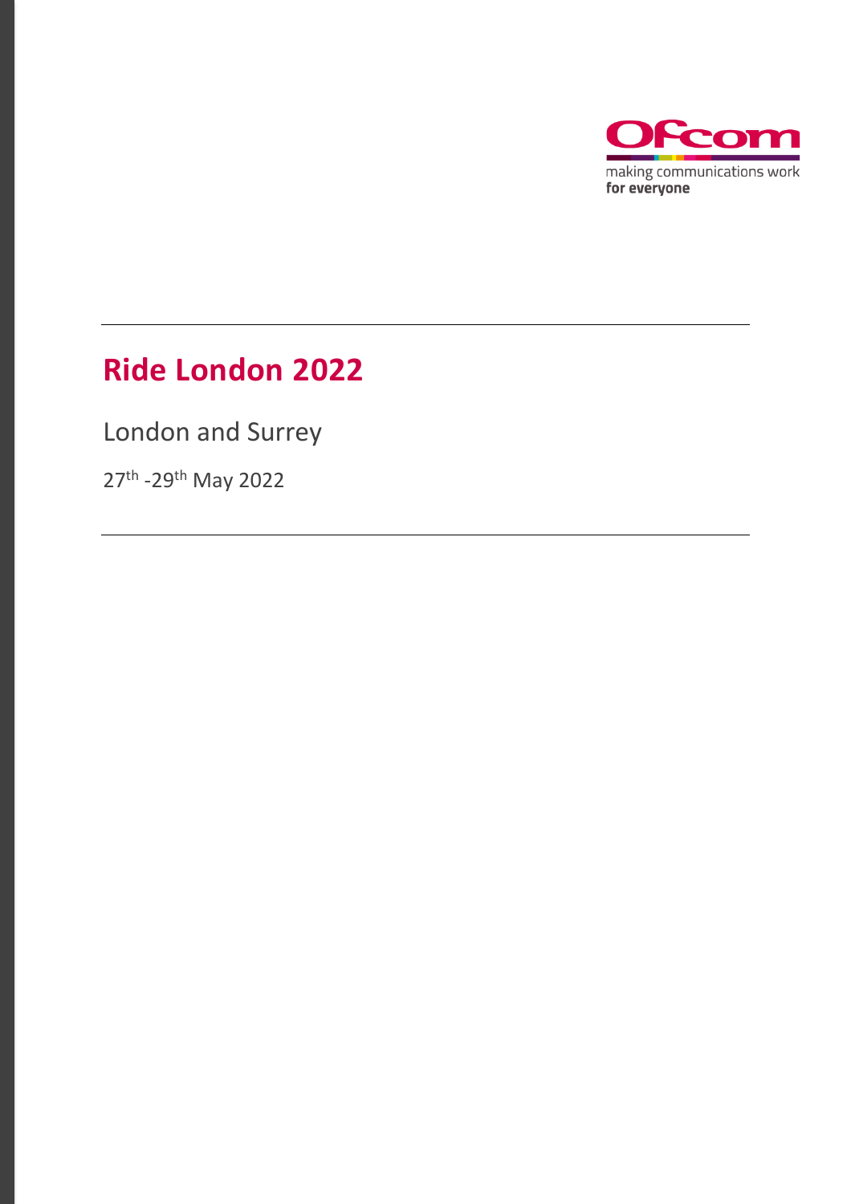# Ride London 2022

London and Surrey

27th -29th May 2022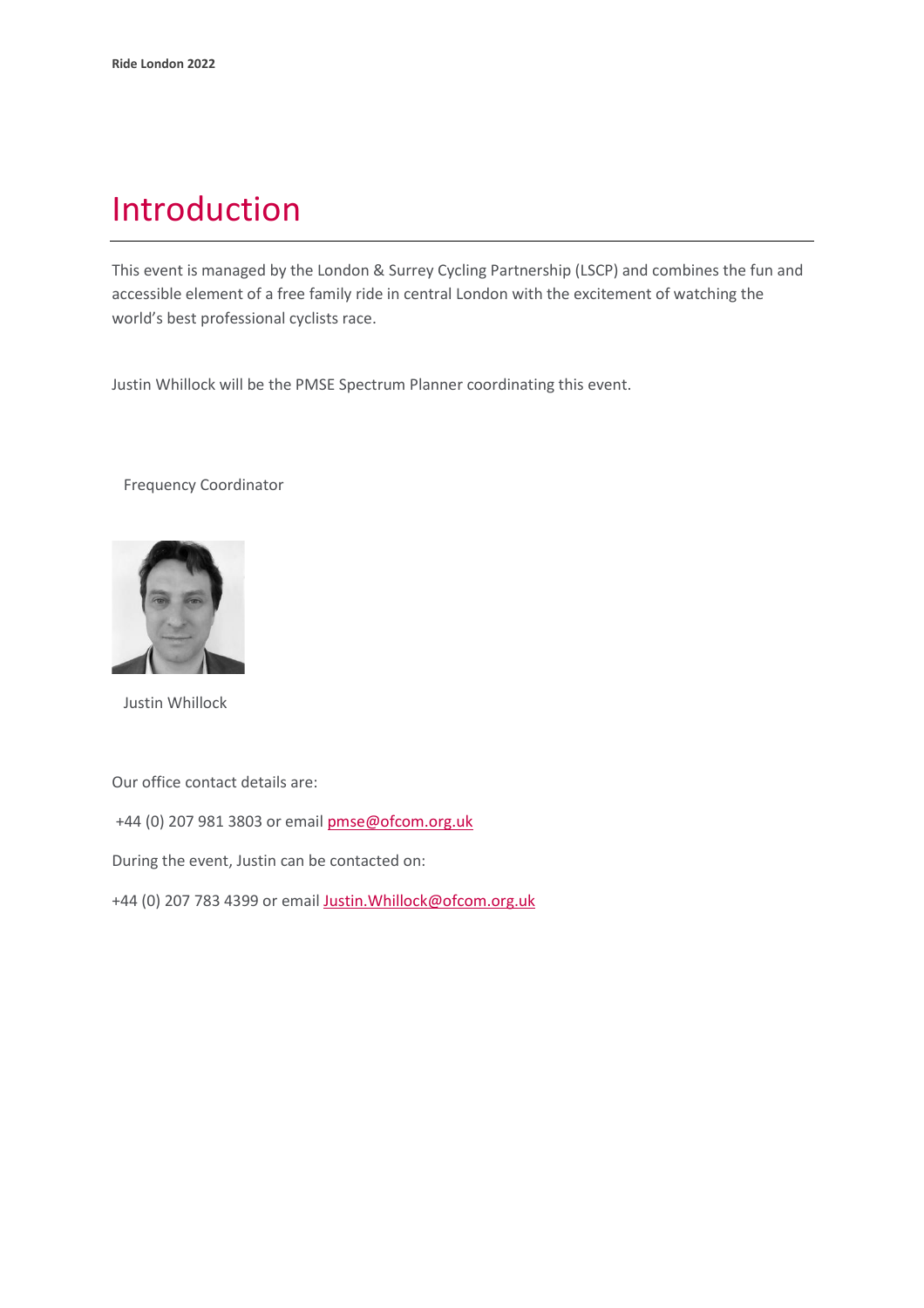# Introduction

This event is managed by the London & Surrey Cycling Partnership (LSCP) and combines the fun and accessible element of a free family ride in central London with the excitement of watching the world's best professional cyclists race.

Justin Whillock will be the PMSE Spectrum Planner coordinating this event.

Frequency Coordinator

Justin Whillock

Our office contact details are:

+44 (0) 207 981 3803 or email pmse@ofcom.org.uk

During the event, Justin can be contacted on:

+44 (0) 207 783 4399 or email Justin.Whillock@ofcom.org.uk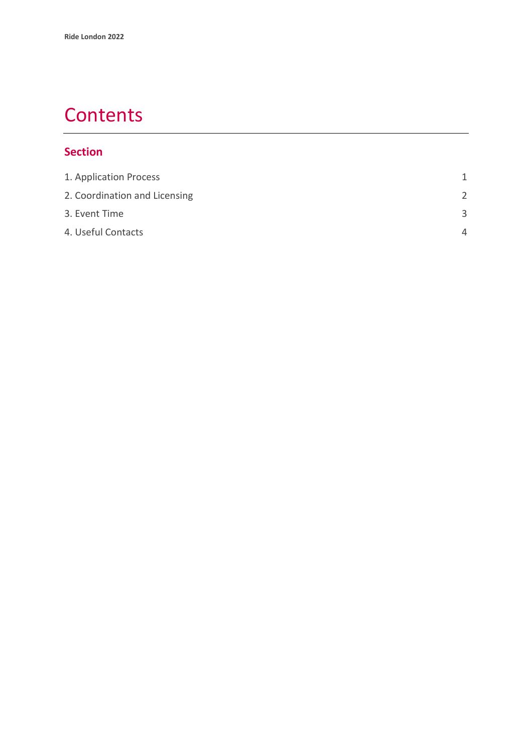# Contents

## Section

| | |
|---|---|
| 1. Application Process | 1 |
| 2. Coordination and Licensing | 2 |
| 3. Event Time | 3 |
| 4. Useful Contacts | 4 |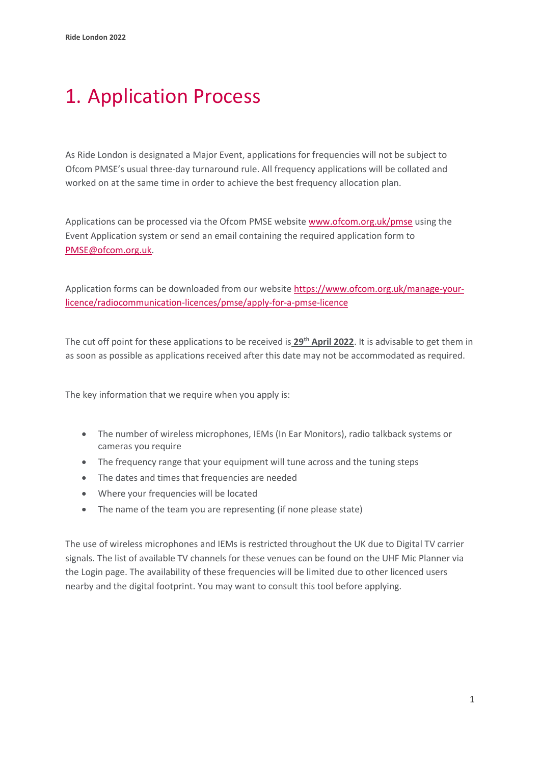# 1. Application Process

As Ride London is designated a Major Event, applications for frequencies will not be subject to Ofcom PMSE's usual three-day turnaround rule. All frequency applications will be collated and worked on at the same time in order to achieve the best frequency allocation plan.

Applications can be processed via the Ofcom PMSE website [www.ofcom.org.uk/pmse](www.ofcom.org.uk/pmse) using the Event Application system or send an email containing the required application form to [PMSE@ofcom.org.uk](mailto:PMSE@ofcom.org.uk).

Application forms can be downloaded from our website [https://www.ofcom.org.uk/manage-your-licence/radiocommunication-licences/pmse/apply-for-a-pmse-licence](https://www.ofcom.org.uk/manage-your-licence/radiocommunication-licences/pmse/apply-for-a-pmse-licence)

The cut off point for these applications to be received is **29th April 2022**. It is advisable to get them in as soon as possible as applications received after this date may not be accommodated as required.

The key information that we require when you apply is:

- The number of wireless microphones, IEMs (In Ear Monitors), radio talkback systems or cameras you require
- The frequency range that your equipment will tune across and the tuning steps
- The dates and times that frequencies are needed
- Where your frequencies will be located
- The name of the team you are representing (if none please state)

The use of wireless microphones and IEMs is restricted throughout the UK due to Digital TV carrier signals. The list of available TV channels for these venues can be found on the UHF Mic Planner via the Login page. The availability of these frequencies will be limited due to other licenced users nearby and the digital footprint. You may want to consult this tool before applying.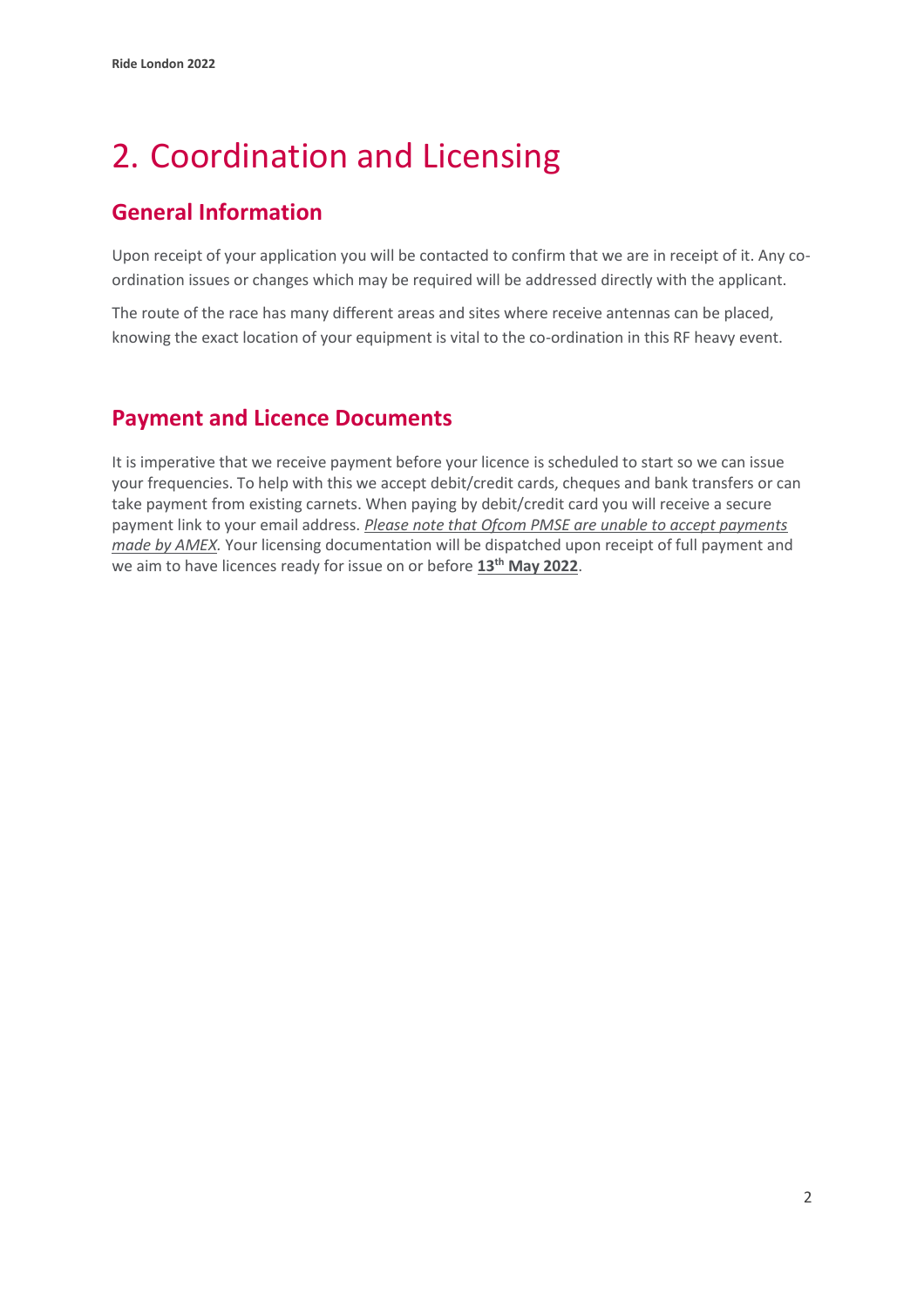# 2. Coordination and Licensing

## General Information

Upon receipt of your application you will be contacted to confirm that we are in receipt of it. Any co-ordination issues or changes which may be required will be addressed directly with the applicant.

The route of the race has many different areas and sites where receive antennas can be placed, knowing the exact location of your equipment is vital to the co-ordination in this RF heavy event.

## Payment and Licence Documents

It is imperative that we receive payment before your licence is scheduled to start so we can issue your frequencies. To help with this we accept debit/credit cards, cheques and bank transfers or can take payment from existing carnets. When paying by debit/credit card you will receive a secure payment link to your email address. *Please note that Ofcom PMSE are unable to accept payments made by AMEX.* Your licensing documentation will be dispatched upon receipt of full payment and we aim to have licences ready for issue on or before **13th May 2022**.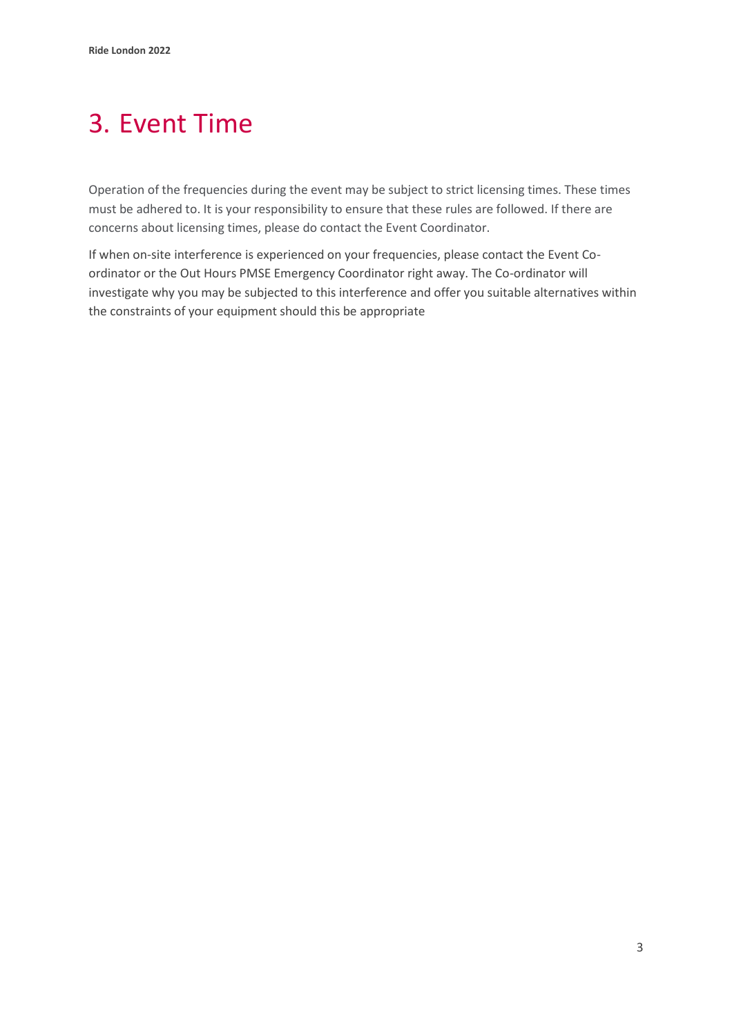# 3. Event Time

Operation of the frequencies during the event may be subject to strict licensing times. These times must be adhered to. It is your responsibility to ensure that these rules are followed. If there are concerns about licensing times, please do contact the Event Coordinator.

If when on-site interference is experienced on your frequencies, please contact the Event Co-ordinator or the Out Hours PMSE Emergency Coordinator right away. The Co-ordinator will investigate why you may be subjected to this interference and offer you suitable alternatives within the constraints of your equipment should this be appropriate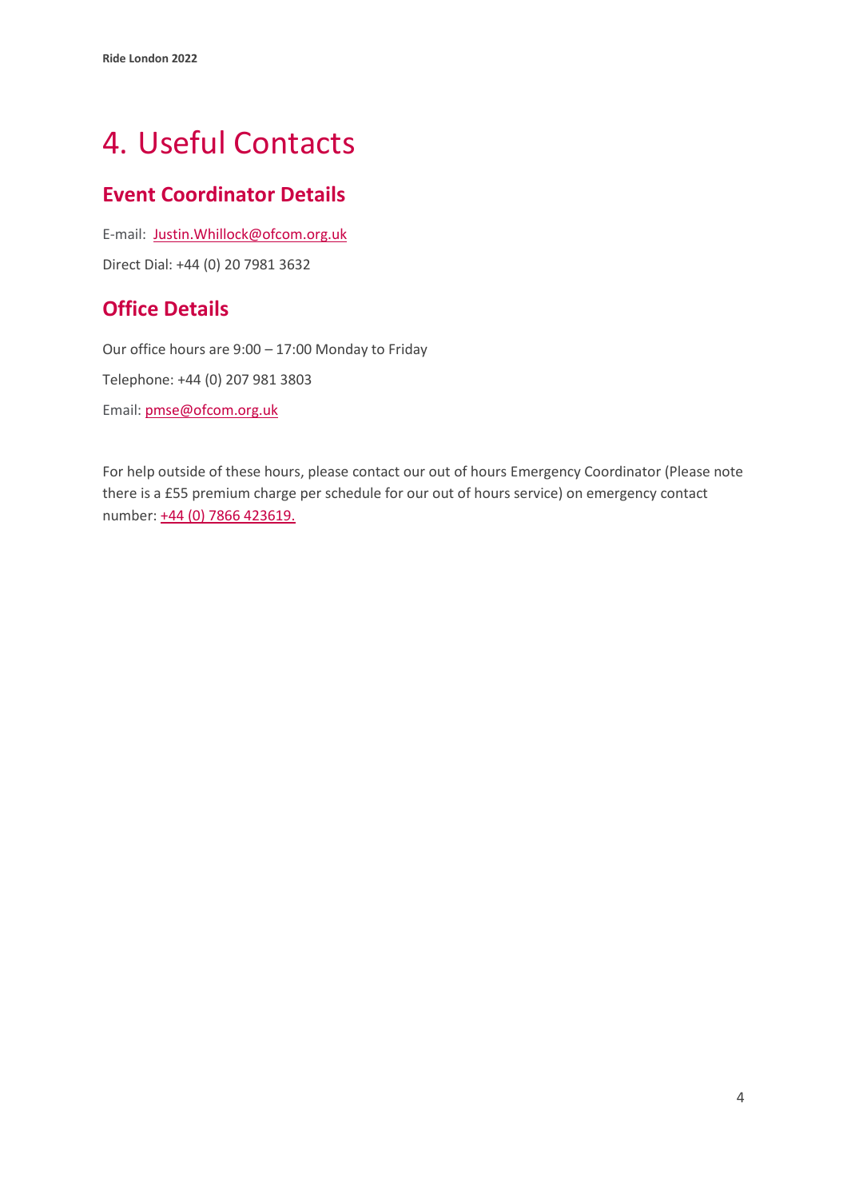# 4. Useful Contacts

## Event Coordinator Details

E-mail: Justin.Whillock@ofcom.org.uk

Direct Dial: +44 (0) 20 7981 3632

## Office Details

Our office hours are 9:00 – 17:00 Monday to Friday

Telephone: +44 (0) 207 981 3803

Email: pmse@ofcom.org.uk

For help outside of these hours, please contact our out of hours Emergency Coordinator (Please note there is a £55 premium charge per schedule for our out of hours service) on emergency contact number: +44 (0) 7866 423619.